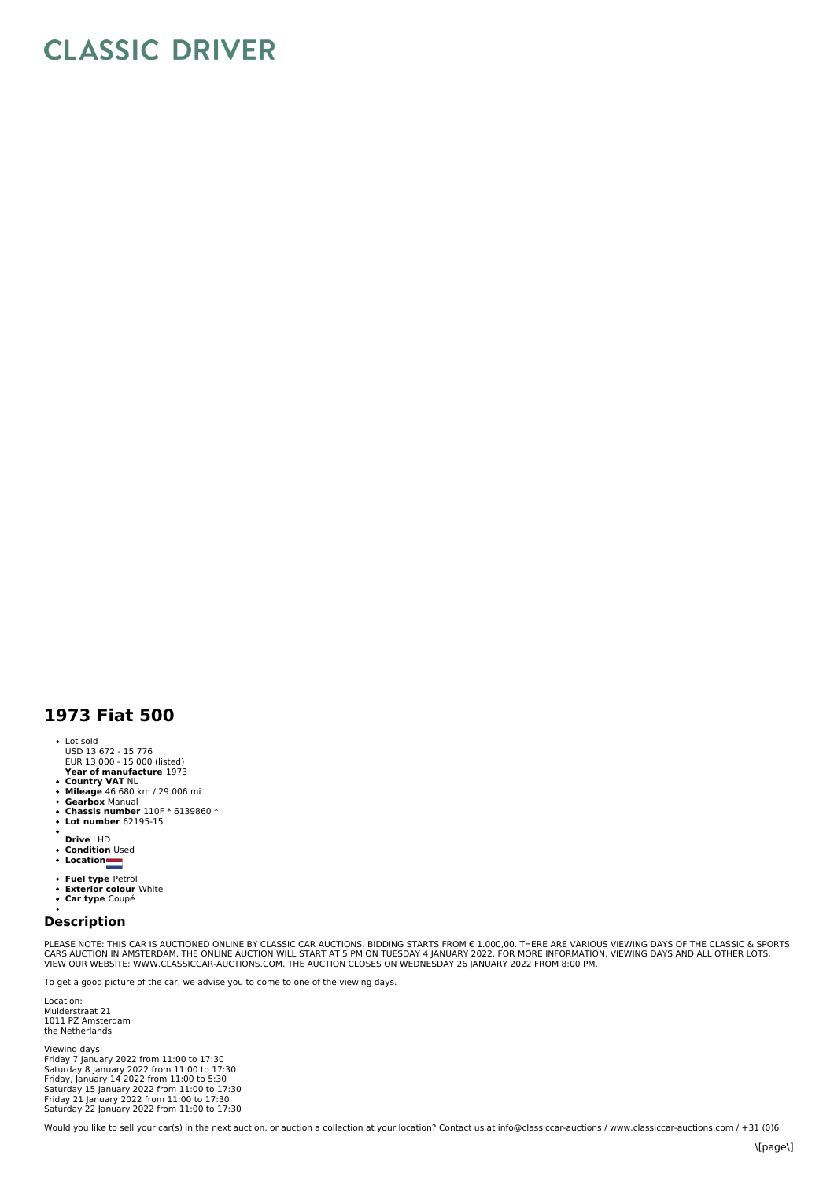# CLASSIC DRIVER

## 1973 Fiat 500

- Lot sold
  USD 13 672 - 15 776
  EUR 13 000 - 15 000 (listed)
- **Year of manufacture** 1973
- **Country VAT** NL
- **Mileage** 46 680 km / 29 006 mi
- **Gearbox** Manual
- **Chassis number** 110F * 6139860 *
- **Lot number** 62195-15
- **Drive** LHD
- **Condition** Used
- **Location**
- **Fuel type** Petrol
- **Exterior colour** White
- **Car type** Coupé

## Description

PLEASE NOTE: THIS CAR IS AUCTIONED ONLINE BY CLASSIC CAR AUCTIONS. BIDDING STARTS FROM € 1.000,00. THERE ARE VARIOUS VIEWING DAYS OF THE CLASSIC & SPORTS CARS AUCTION IN AMSTERDAM. THE ONLINE AUCTION WILL START AT 5 PM ON TUESDAY 4 JANUARY 2022. FOR MORE INFORMATION, VIEWING DAYS AND ALL OTHER LOTS, VIEW OUR WEBSITE: WWW.CLASSICCAR-AUCTIONS.COM. THE AUCTION CLOSES ON WEDNESDAY 26 JANUARY 2022 FROM 8:00 PM.

To get a good picture of the car, we advise you to come to one of the viewing days.

Location:
Muiderstraat 21
1011 PZ Amsterdam
the Netherlands

Viewing days:
Friday 7 January 2022 from 11:00 to 17:30
Saturday 8 January 2022 from 11:00 to 17:30
Friday, January 14 2022 from 11:00 to 5:30
Saturday 15 January 2022 from 11:00 to 17:30
Friday 21 January 2022 from 11:00 to 17:30
Saturday 22 January 2022 from 11:00 to 17:30

Would you like to sell your car(s) in the next auction, or auction a collection at your location? Contact us at info@classiccar-auctions / www.classiccar-auctions.com / +31 (0)6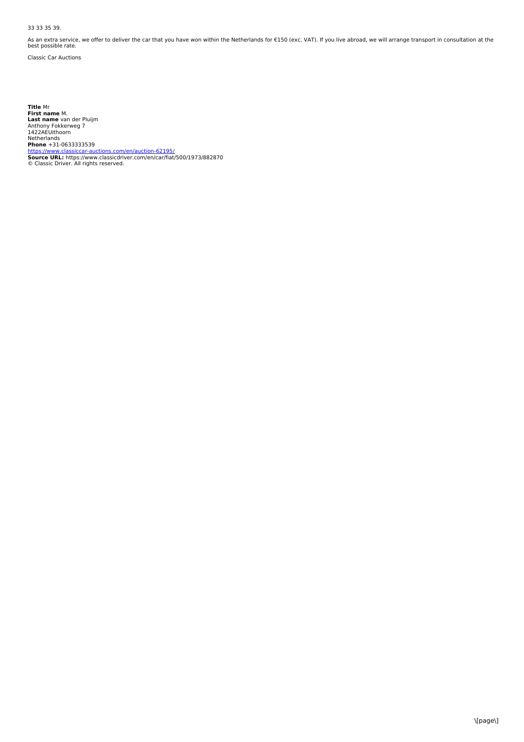33 33 35 39.

As an extra service, we offer to deliver the car that you have won within the Netherlands for €150 (exc. VAT). If you live abroad, we will arrange transport in consultation at the best possible rate.

Classic Car Auctions

**Title** Mr
**First name** M.
**Last name** van der Pluijm
Anthony Fokkerweg 7
1422AEUithoorn
Netherlands
**Phone** +31-0633333539
https://www.classiccar-auctions.com/en/auction-62195/
**Source URL:** https://www.classicdriver.com/en/car/fiat/500/1973/882870
© Classic Driver. All rights reserved.